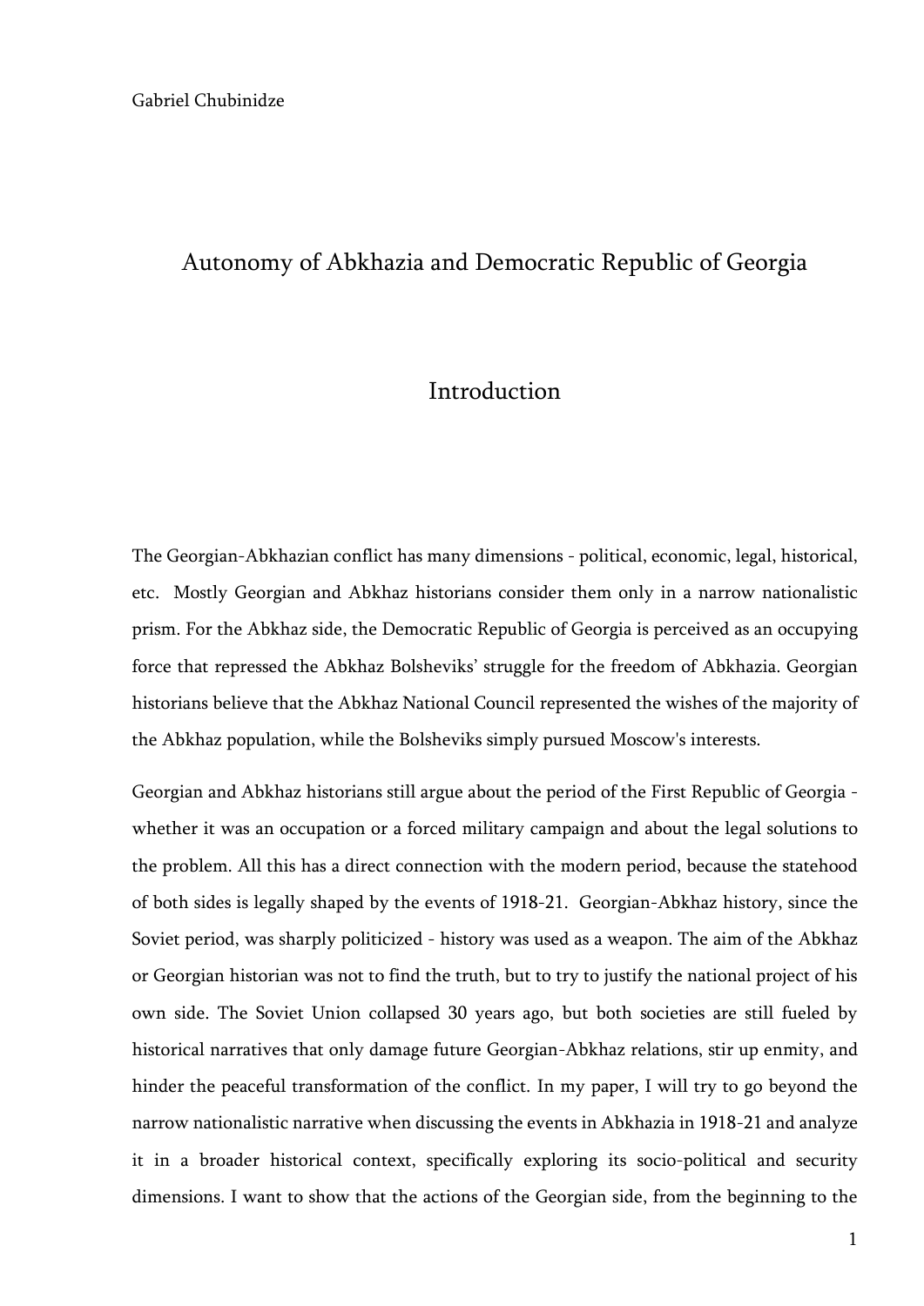Gabriel Chubinidze

# Autonomy of Abkhazia and Democratic Republic of Georgia

## Introduction

The Georgian-Abkhazian conflict has many dimensions - political, economic, legal, historical, etc. Mostly Georgian and Abkhaz historians consider them only in a narrow nationalistic prism. For the Abkhaz side, the Democratic Republic of Georgia is perceived as an occupying force that repressed the Abkhaz Bolsheviks' struggle for the freedom of Abkhazia. Georgian historians believe that the Abkhaz National Council represented the wishes of the majority of the Abkhaz population, while the Bolsheviks simply pursued Moscow's interests.

Georgian and Abkhaz historians still argue about the period of the First Republic of Georgia - whether it was an occupation or a forced military campaign and about the legal solutions to the problem. All this has a direct connection with the modern period, because the statehood of both sides is legally shaped by the events of 1918-21. Georgian-Abkhaz history, since the Soviet period, was sharply politicized - history was used as a weapon. The aim of the Abkhaz or Georgian historian was not to find the truth, but to try to justify the national project of his own side. The Soviet Union collapsed 30 years ago, but both societies are still fueled by historical narratives that only damage future Georgian-Abkhaz relations, stir up enmity, and hinder the peaceful transformation of the conflict. In my paper, I will try to go beyond the narrow nationalistic narrative when discussing the events in Abkhazia in 1918-21 and analyze it in a broader historical context, specifically exploring its socio-political and security dimensions. I want to show that the actions of the Georgian side, from the beginning to the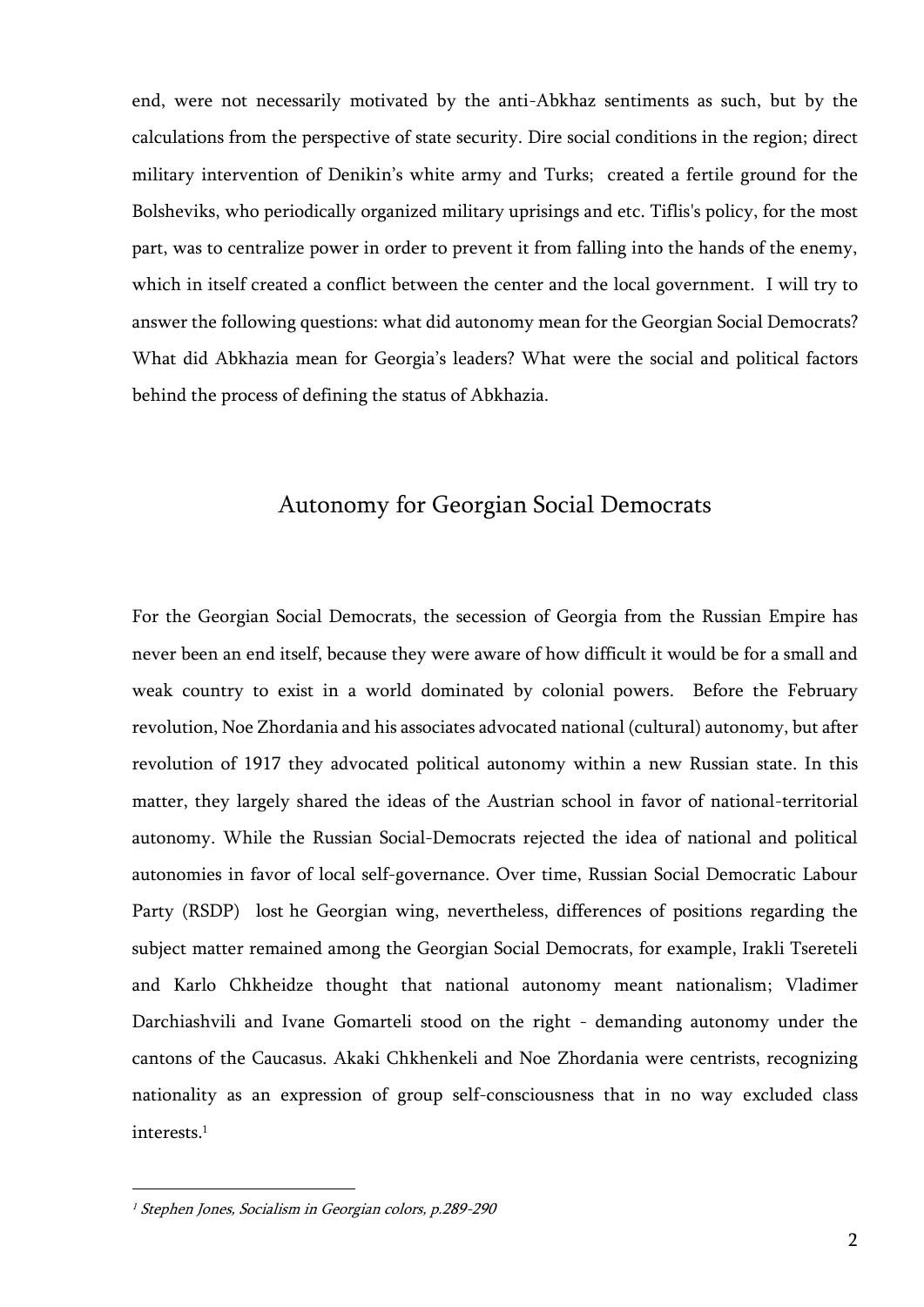end, were not necessarily motivated by the anti-Abkhaz sentiments as such, but by the calculations from the perspective of state security. Dire social conditions in the region; direct military intervention of Denikin's white army and Turks; created a fertile ground for the Bolsheviks, who periodically organized military uprisings and etc. Tiflis's policy, for the most part, was to centralize power in order to prevent it from falling into the hands of the enemy, which in itself created a conflict between the center and the local government. I will try to answer the following questions: what did autonomy mean for the Georgian Social Democrats? What did Abkhazia mean for Georgia's leaders? What were the social and political factors behind the process of defining the status of Abkhazia.

## Autonomy for Georgian Social Democrats

For the Georgian Social Democrats, the secession of Georgia from the Russian Empire has never been an end itself, because they were aware of how difficult it would be for a small and weak country to exist in a world dominated by colonial powers. Before the February revolution, Noe Zhordania and his associates advocated national (cultural) autonomy, but after revolution of 1917 they advocated political autonomy within a new Russian state. In this matter, they largely shared the ideas of the Austrian school in favor of national-territorial autonomy. While the Russian Social-Democrats rejected the idea of national and political autonomies in favor of local self-governance. Over time, Russian Social Democratic Labour Party (RSDP) lost he Georgian wing, nevertheless, differences of positions regarding the subject matter remained among the Georgian Social Democrats, for example, Irakli Tsereteli and Karlo Chkheidze thought that national autonomy meant nationalism; Vladimer Darchiashvili and Ivane Gomarteli stood on the right - demanding autonomy under the cantons of the Caucasus. Akaki Chkhenkeli and Noe Zhordania were centrists, recognizing nationality as an expression of group self-consciousness that in no way excluded class interests.[1]

[1] *Stephen Jones, Socialism in Georgian colors, p.289-290*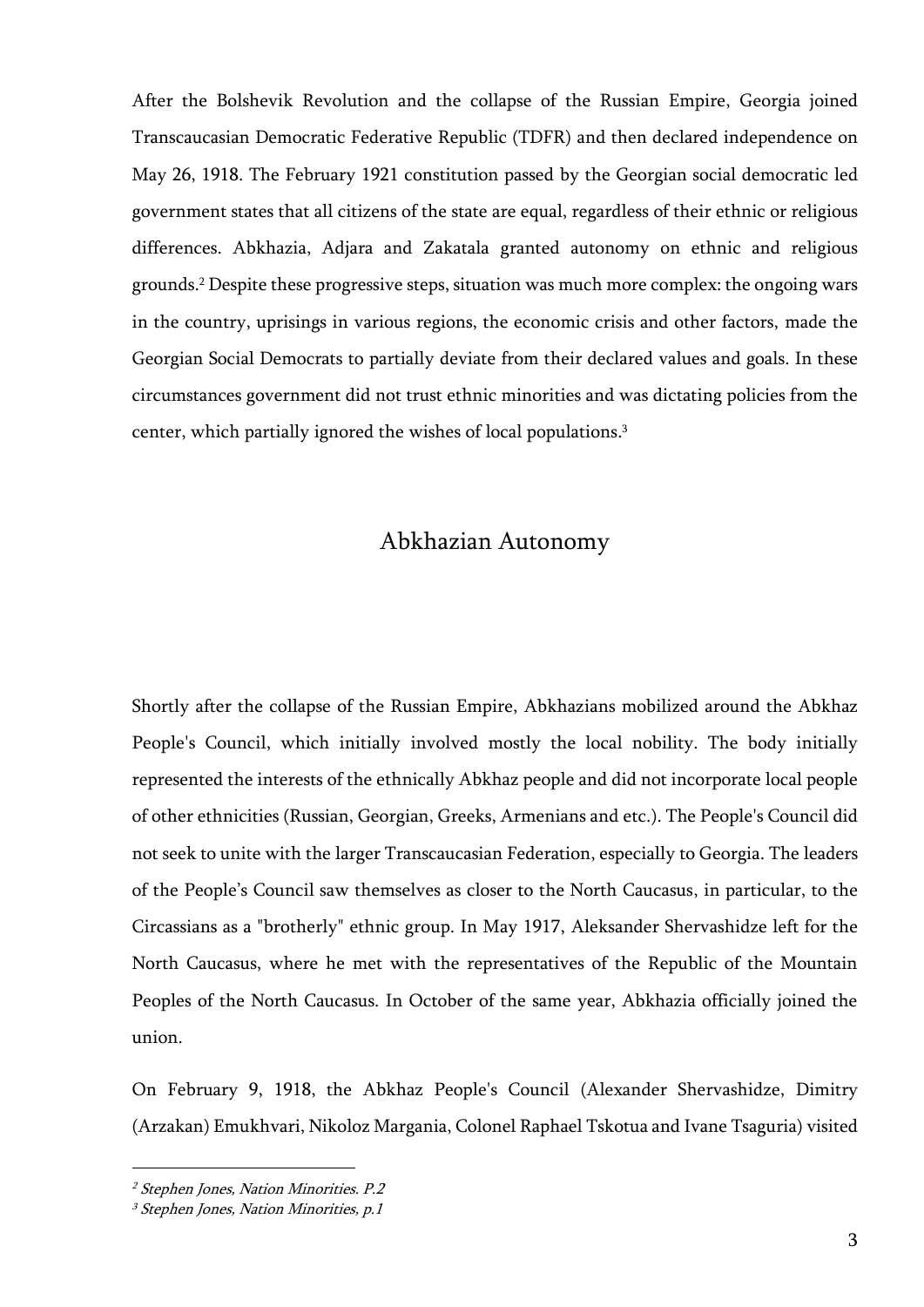After the Bolshevik Revolution and the collapse of the Russian Empire, Georgia joined Transcaucasian Democratic Federative Republic (TDFR) and then declared independence on May 26, 1918. The February 1921 constitution passed by the Georgian social democratic led government states that all citizens of the state are equal, regardless of their ethnic or religious differences. Abkhazia, Adjara and Zakatala granted autonomy on ethnic and religious grounds.[2] Despite these progressive steps, situation was much more complex: the ongoing wars in the country, uprisings in various regions, the economic crisis and other factors, made the Georgian Social Democrats to partially deviate from their declared values and goals. In these circumstances government did not trust ethnic minorities and was dictating policies from the center, which partially ignored the wishes of local populations.[3]

## Abkhazian Autonomy

Shortly after the collapse of the Russian Empire, Abkhazians mobilized around the Abkhaz People's Council, which initially involved mostly the local nobility. The body initially represented the interests of the ethnically Abkhaz people and did not incorporate local people of other ethnicities (Russian, Georgian, Greeks, Armenians and etc.). The People's Council did not seek to unite with the larger Transcaucasian Federation, especially to Georgia. The leaders of the People's Council saw themselves as closer to the North Caucasus, in particular, to the Circassians as a "brotherly" ethnic group. In May 1917, Aleksander Shervashidze left for the North Caucasus, where he met with the representatives of the Republic of the Mountain Peoples of the North Caucasus. In October of the same year, Abkhazia officially joined the union.

On February 9, 1918, the Abkhaz People's Council (Alexander Shervashidze, Dimitry (Arzakan) Emukhvari, Nikoloz Margania, Colonel Raphael Tskotua and Ivane Tsaguria) visited

---

[2] *Stephen Jones, Nation Minorities. P.2*

[3] *Stephen Jones, Nation Minorities, p.1*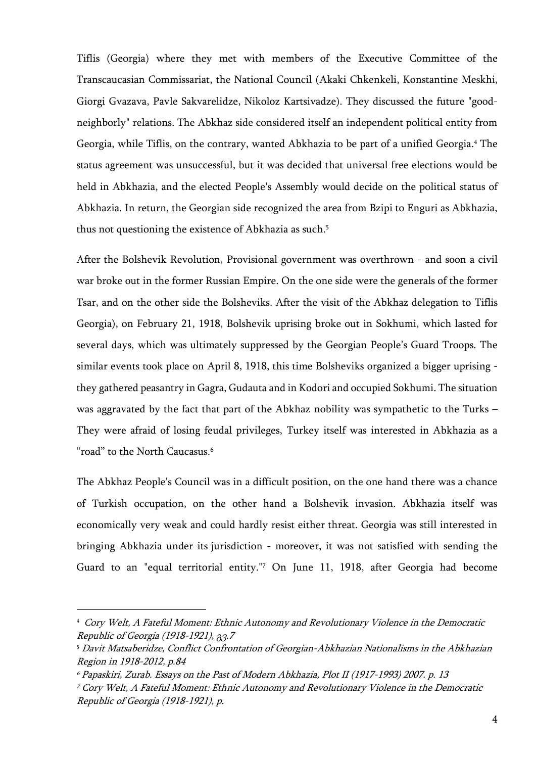Tiflis (Georgia) where they met with members of the Executive Committee of the Transcaucasian Commissariat, the National Council (Akaki Chkenkeli, Konstantine Meskhi, Giorgi Gvazava, Pavle Sakvarelidze, Nikoloz Kartsivadze). They discussed the future "good-neighborly" relations. The Abkhaz side considered itself an independent political entity from Georgia, while Tiflis, on the contrary, wanted Abkhazia to be part of a unified Georgia.[4] The status agreement was unsuccessful, but it was decided that universal free elections would be held in Abkhazia, and the elected People's Assembly would decide on the political status of Abkhazia. In return, the Georgian side recognized the area from Bzipi to Enguri as Abkhazia, thus not questioning the existence of Abkhazia as such.[5]

After the Bolshevik Revolution, Provisional government was overthrown - and soon a civil war broke out in the former Russian Empire. On the one side were the generals of the former Tsar, and on the other side the Bolsheviks. After the visit of the Abkhaz delegation to Tiflis Georgia), on February 21, 1918, Bolshevik uprising broke out in Sokhumi, which lasted for several days, which was ultimately suppressed by the Georgian People's Guard Troops. The similar events took place on April 8, 1918, this time Bolsheviks organized a bigger uprising - they gathered peasantry in Gagra, Gudauta and in Kodori and occupied Sokhumi. The situation was aggravated by the fact that part of the Abkhaz nobility was sympathetic to the Turks – They were afraid of losing feudal privileges, Turkey itself was interested in Abkhazia as a "road" to the North Caucasus.[6]

The Abkhaz People's Council was in a difficult position, on the one hand there was a chance of Turkish occupation, on the other hand a Bolshevik invasion. Abkhazia itself was economically very weak and could hardly resist either threat. Georgia was still interested in bringing Abkhazia under its jurisdiction - moreover, it was not satisfied with sending the Guard to an "equal territorial entity."[7] On June 11, 1918, after Georgia had become

---

[4] *Cory Welt, A Fateful Moment: Ethnic Autonomy and Revolutionary Violence in the Democratic Republic of Georgia (1918-1921), გვ.7*

[5] *Davit Matsaberidze, Conflict Confrontation of Georgian-Abkhazian Nationalisms in the Abkhazian Region in 1918-2012, p.84*

[6] *Papaskiri, Zurab. Essays on the Past of Modern Abkhazia, Plot II (1917-1993) 2007. p. 13*

[7] *Cory Welt, A Fateful Moment: Ethnic Autonomy and Revolutionary Violence in the Democratic Republic of Georgia (1918-1921), p.*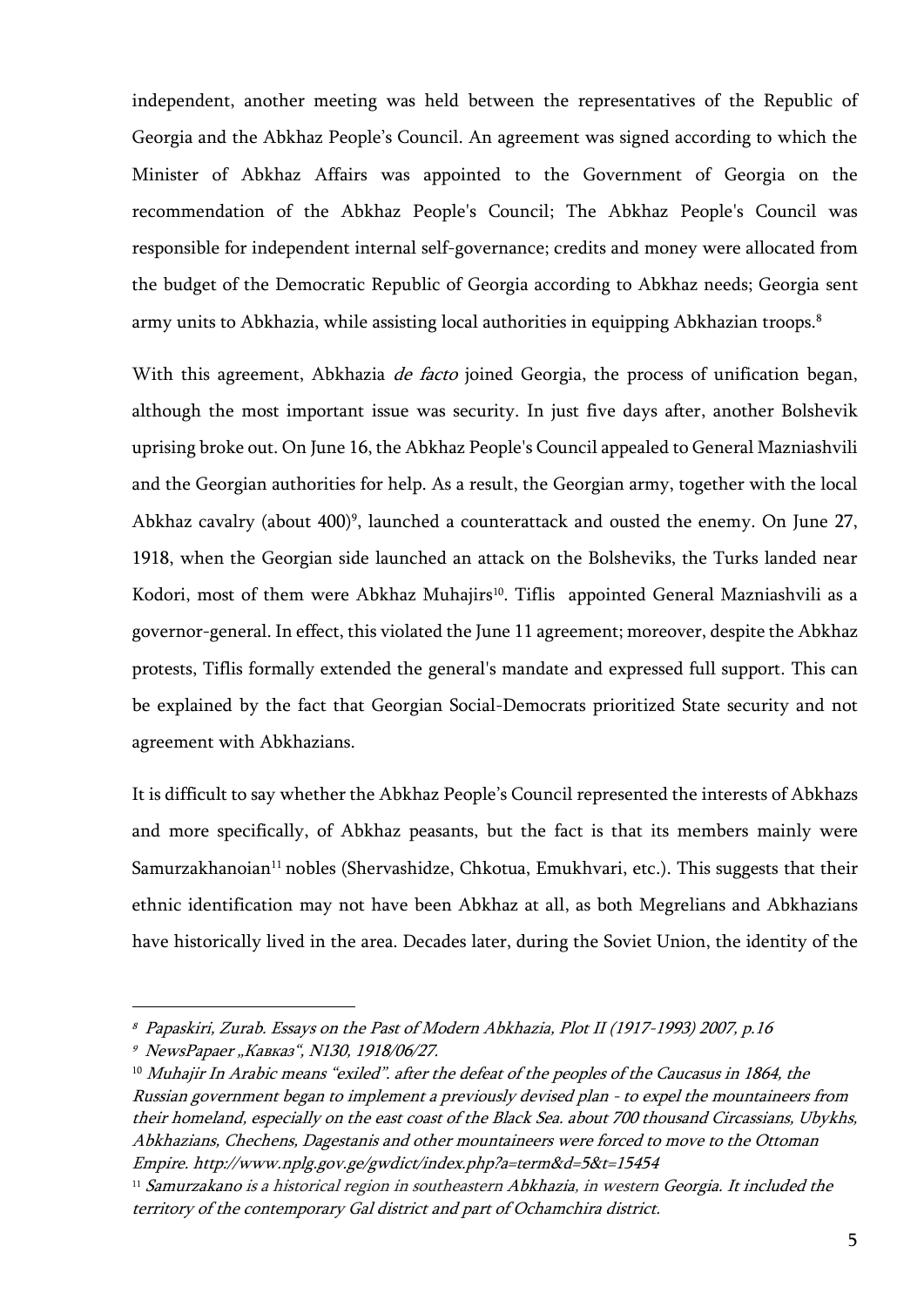independent, another meeting was held between the representatives of the Republic of Georgia and the Abkhaz People's Council. An agreement was signed according to which the Minister of Abkhaz Affairs was appointed to the Government of Georgia on the recommendation of the Abkhaz People's Council; The Abkhaz People's Council was responsible for independent internal self-governance; credits and money were allocated from the budget of the Democratic Republic of Georgia according to Abkhaz needs; Georgia sent army units to Abkhazia, while assisting local authorities in equipping Abkhazian troops.[8]

With this agreement, Abkhazia *de facto* joined Georgia, the process of unification began, although the most important issue was security. In just five days after, another Bolshevik uprising broke out. On June 16, the Abkhaz People's Council appealed to General Mazniashvili and the Georgian authorities for help. As a result, the Georgian army, together with the local Abkhaz cavalry (about 400)[9], launched a counterattack and ousted the enemy. On June 27, 1918, when the Georgian side launched an attack on the Bolsheviks, the Turks landed near Kodori, most of them were Abkhaz Muhajirs[10]. Tiflis appointed General Mazniashvili as a governor-general. In effect, this violated the June 11 agreement; moreover, despite the Abkhaz protests, Tiflis formally extended the general's mandate and expressed full support. This can be explained by the fact that Georgian Social-Democrats prioritized State security and not agreement with Abkhazians.

It is difficult to say whether the Abkhaz People's Council represented the interests of Abkhazs and more specifically, of Abkhaz peasants, but the fact is that its members mainly were Samurzakhanoian[11] nobles (Shervashidze, Chkotua, Emukhvari, etc.). This suggests that their ethnic identification may not have been Abkhaz at all, as both Megrelians and Abkhazians have historically lived in the area. Decades later, during the Soviet Union, the identity of the

---

[8] *Papaskiri, Zurab. Essays on the Past of Modern Abkhazia, Plot II (1917-1993) 2007, p.16*

[9] *NewsPapaer „Кавказ", N130, 1918/06/27.*

[10] *Muhajir In Arabic means "exiled". after the defeat of the peoples of the Caucasus in 1864, the Russian government began to implement a previously devised plan - to expel the mountaineers from their homeland, especially on the east coast of the Black Sea. about 700 thousand Circassians, Ubykhs, Abkhazians, Chechens, Dagestanis and other mountaineers were forced to move to the Ottoman Empire. http://www.nplg.gov.ge/gwdict/index.php?a=term&d=5&t=15454*

[11] *Samurzakano is a historical region in southeastern Abkhazia, in western Georgia. It included the territory of the contemporary Gal district and part of Ochamchira district.*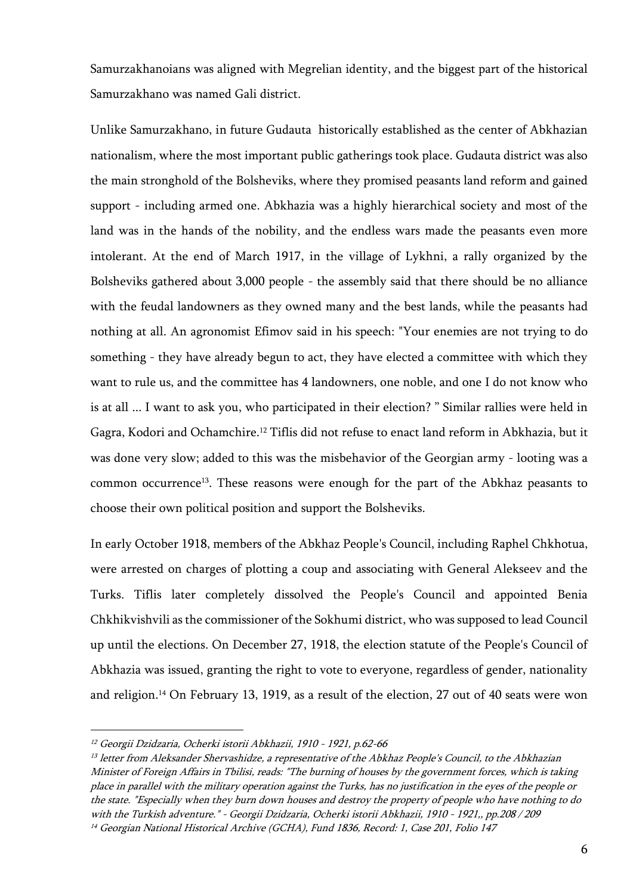Samurzakhanoians was aligned with Megrelian identity, and the biggest part of the historical Samurzakhano was named Gali district.

Unlike Samurzakhano, in future Gudauta historically established as the center of Abkhazian nationalism, where the most important public gatherings took place. Gudauta district was also the main stronghold of the Bolsheviks, where they promised peasants land reform and gained support - including armed one. Abkhazia was a highly hierarchical society and most of the land was in the hands of the nobility, and the endless wars made the peasants even more intolerant. At the end of March 1917, in the village of Lykhni, a rally organized by the Bolsheviks gathered about 3,000 people - the assembly said that there should be no alliance with the feudal landowners as they owned many and the best lands, while the peasants had nothing at all. An agronomist Efimov said in his speech: "Your enemies are not trying to do something - they have already begun to act, they have elected a committee with which they want to rule us, and the committee has 4 landowners, one noble, and one I do not know who is at all ... I want to ask you, who participated in their election? " Similar rallies were held in Gagra, Kodori and Ochamchire.[12] Tiflis did not refuse to enact land reform in Abkhazia, but it was done very slow; added to this was the misbehavior of the Georgian army - looting was a common occurrence[13]. These reasons were enough for the part of the Abkhaz peasants to choose their own political position and support the Bolsheviks.

In early October 1918, members of the Abkhaz People's Council, including Raphel Chkhotua, were arrested on charges of plotting a coup and associating with General Alekseev and the Turks. Tiflis later completely dissolved the People's Council and appointed Benia Chkhikvishvili as the commissioner of the Sokhumi district, who was supposed to lead Council up until the elections. On December 27, 1918, the election statute of the People's Council of Abkhazia was issued, granting the right to vote to everyone, regardless of gender, nationality and religion.[14] On February 13, 1919, as a result of the election, 27 out of 40 seats were won

---

[12] *Georgii Dzidzaria, Ocherki istorii Abkhazii, 1910 - 1921, p.62-66*

[13] *letter from Aleksander Shervashidze, a representative of the Abkhaz People's Council, to the Abkhazian Minister of Foreign Affairs in Tbilisi, reads: "The burning of houses by the government forces, which is taking place in parallel with the military operation against the Turks, has no justification in the eyes of the people or the state. "Especially when they burn down houses and destroy the property of people who have nothing to do with the Turkish adventure." - Georgii Dzidzaria, Ocherki istorii Abkhazii, 1910 - 1921,, pp.208 / 209*

[14] *Georgian National Historical Archive (GCHA), Fund 1836, Record: 1, Case 201, Folio 147*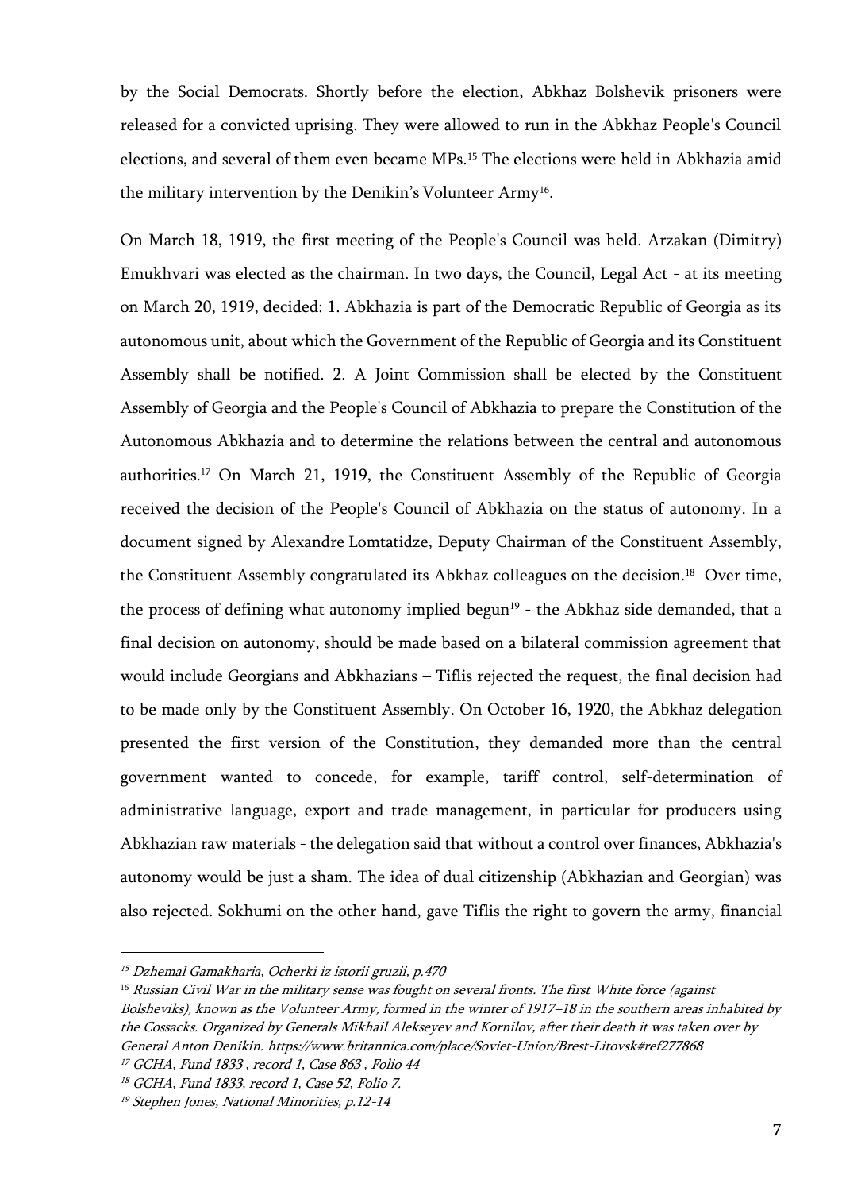by the Social Democrats. Shortly before the election, Abkhaz Bolshevik prisoners were released for a convicted uprising. They were allowed to run in the Abkhaz People's Council elections, and several of them even became MPs.[15] The elections were held in Abkhazia amid the military intervention by the Denikin's Volunteer Army[16].

On March 18, 1919, the first meeting of the People's Council was held. Arzakan (Dimitry) Emukhvari was elected as the chairman. In two days, the Council, Legal Act - at its meeting on March 20, 1919, decided: 1. Abkhazia is part of the Democratic Republic of Georgia as its autonomous unit, about which the Government of the Republic of Georgia and its Constituent Assembly shall be notified. 2. A Joint Commission shall be elected by the Constituent Assembly of Georgia and the People's Council of Abkhazia to prepare the Constitution of the Autonomous Abkhazia and to determine the relations between the central and autonomous authorities.[17] On March 21, 1919, the Constituent Assembly of the Republic of Georgia received the decision of the People's Council of Abkhazia on the status of autonomy. In a document signed by Alexandre Lomtatidze, Deputy Chairman of the Constituent Assembly, the Constituent Assembly congratulated its Abkhaz colleagues on the decision.[18] Over time, the process of defining what autonomy implied begun[19] - the Abkhaz side demanded, that a final decision on autonomy, should be made based on a bilateral commission agreement that would include Georgians and Abkhazians – Tiflis rejected the request, the final decision had to be made only by the Constituent Assembly. On October 16, 1920, the Abkhaz delegation presented the first version of the Constitution, they demanded more than the central government wanted to concede, for example, tariff control, self-determination of administrative language, export and trade management, in particular for producers using Abkhazian raw materials - the delegation said that without a control over finances, Abkhazia's autonomy would be just a sham. The idea of dual citizenship (Abkhazian and Georgian) was also rejected. Sokhumi on the other hand, gave Tiflis the right to govern the army, financial

---

[15] *Dzhemal Gamakharia, Ocherki iz istorii gruzii, p.470*

[16] *Russian Civil War in the military sense was fought on several fronts. The first White force (against Bolsheviks), known as the Volunteer Army, formed in the winter of 1917–18 in the southern areas inhabited by the Cossacks. Organized by Generals Mikhail Alekseyev and Kornilov, after their death it was taken over by General Anton Denikin. https://www.britannica.com/place/Soviet-Union/Brest-Litovsk#ref277868*

[17] *GCHA, Fund 1833 , record 1, Case 863 , Folio 44*

[18] *GCHA, Fund 1833, record 1, Case 52, Folio 7.*

[19] *Stephen Jones, National Minorities, p.12-14*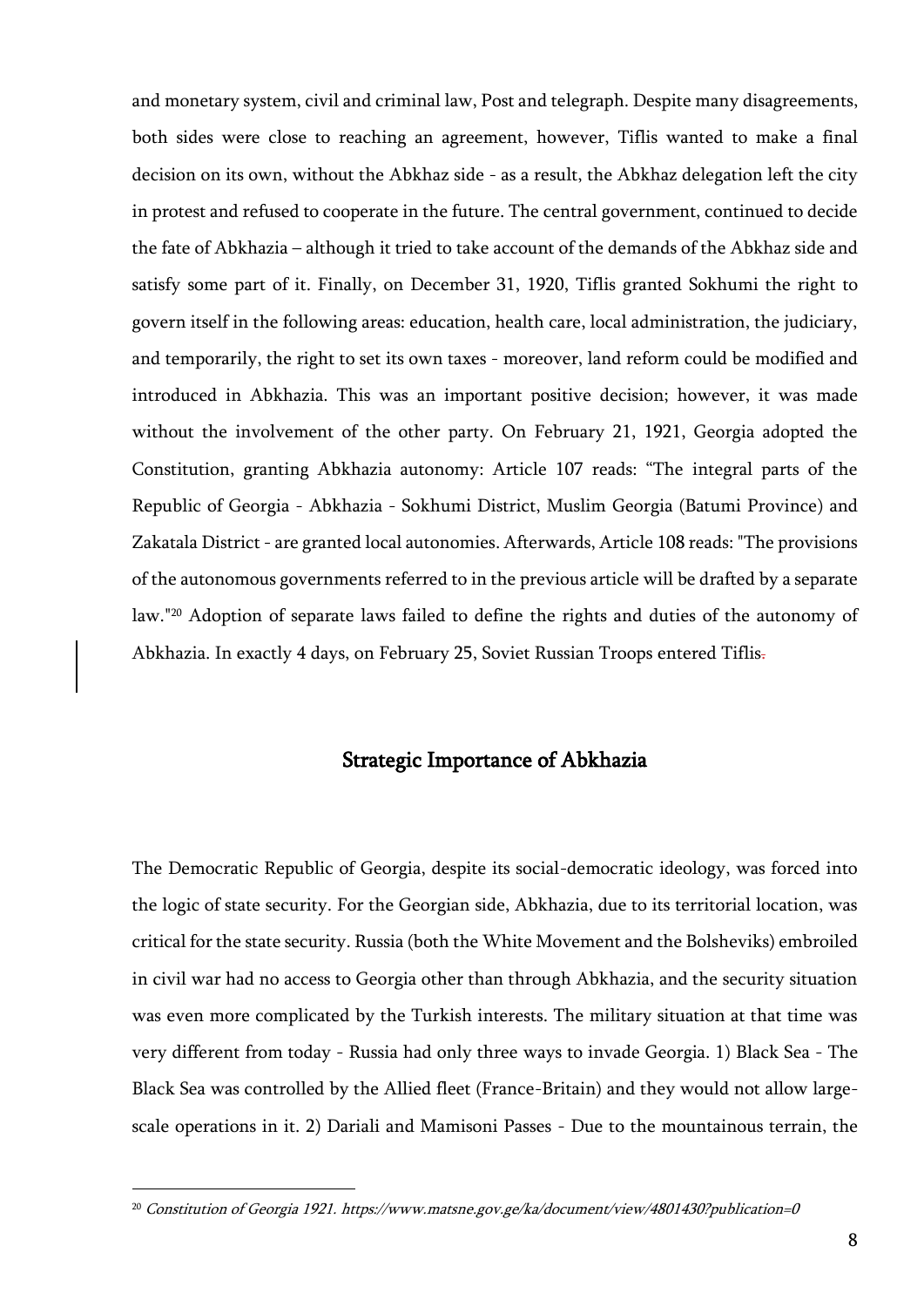and monetary system, civil and criminal law, Post and telegraph. Despite many disagreements, both sides were close to reaching an agreement, however, Tiflis wanted to make a final decision on its own, without the Abkhaz side - as a result, the Abkhaz delegation left the city in protest and refused to cooperate in the future. The central government, continued to decide the fate of Abkhazia – although it tried to take account of the demands of the Abkhaz side and satisfy some part of it. Finally, on December 31, 1920, Tiflis granted Sokhumi the right to govern itself in the following areas: education, health care, local administration, the judiciary, and temporarily, the right to set its own taxes - moreover, land reform could be modified and introduced in Abkhazia. This was an important positive decision; however, it was made without the involvement of the other party. On February 21, 1921, Georgia adopted the Constitution, granting Abkhazia autonomy: Article 107 reads: "The integral parts of the Republic of Georgia - Abkhazia - Sokhumi District, Muslim Georgia (Batumi Province) and Zakatala District - are granted local autonomies. Afterwards, Article 108 reads: "The provisions of the autonomous governments referred to in the previous article will be drafted by a separate law."[20] Adoption of separate laws failed to define the rights and duties of the autonomy of Abkhazia. In exactly 4 days, on February 25, Soviet Russian Troops entered Tiflis.

## Strategic Importance of Abkhazia

The Democratic Republic of Georgia, despite its social-democratic ideology, was forced into the logic of state security. For the Georgian side, Abkhazia, due to its territorial location, was critical for the state security. Russia (both the White Movement and the Bolsheviks) embroiled in civil war had no access to Georgia other than through Abkhazia, and the security situation was even more complicated by the Turkish interests. The military situation at that time was very different from today - Russia had only three ways to invade Georgia. 1) Black Sea - The Black Sea was controlled by the Allied fleet (France-Britain) and they would not allow large-scale operations in it. 2) Dariali and Mamisoni Passes - Due to the mountainous terrain, the

---

[20] *Constitution of Georgia 1921. https://www.matsne.gov.ge/ka/document/view/4801430?publication=0*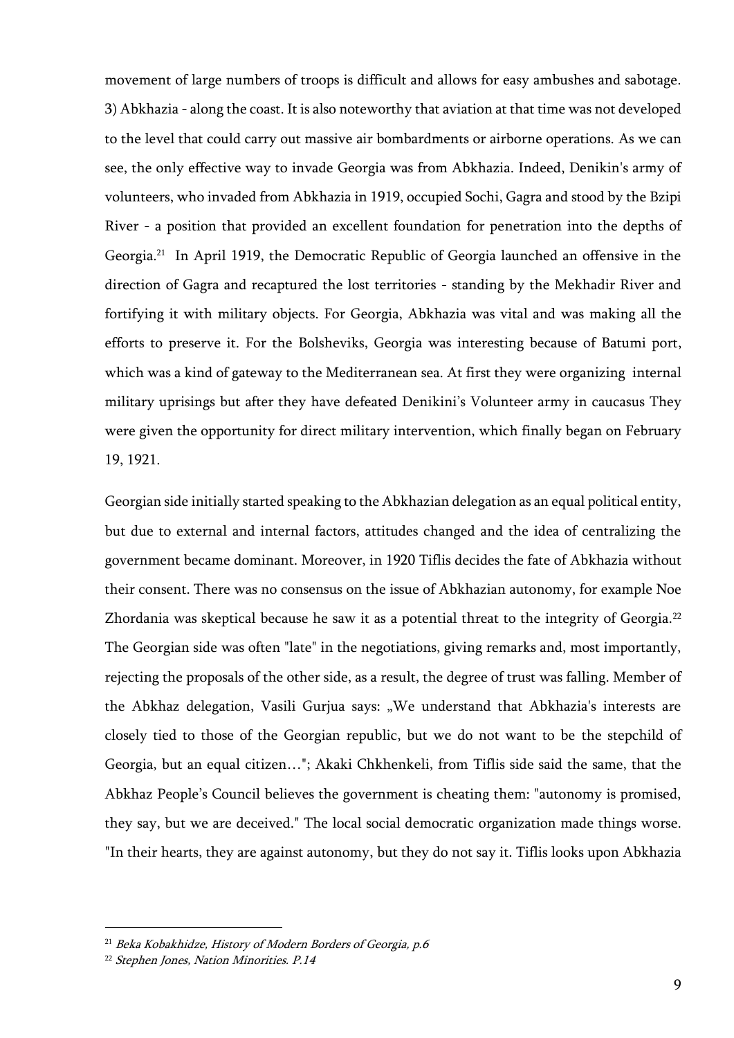movement of large numbers of troops is difficult and allows for easy ambushes and sabotage. 3) Abkhazia - along the coast. It is also noteworthy that aviation at that time was not developed to the level that could carry out massive air bombardments or airborne operations. As we can see, the only effective way to invade Georgia was from Abkhazia. Indeed, Denikin's army of volunteers, who invaded from Abkhazia in 1919, occupied Sochi, Gagra and stood by the Bzipi River - a position that provided an excellent foundation for penetration into the depths of Georgia.[21] In April 1919, the Democratic Republic of Georgia launched an offensive in the direction of Gagra and recaptured the lost territories - standing by the Mekhadir River and fortifying it with military objects. For Georgia, Abkhazia was vital and was making all the efforts to preserve it. For the Bolsheviks, Georgia was interesting because of Batumi port, which was a kind of gateway to the Mediterranean sea. At first they were organizing internal military uprisings but after they have defeated Denikini's Volunteer army in caucasus They were given the opportunity for direct military intervention, which finally began on February 19, 1921.

Georgian side initially started speaking to the Abkhazian delegation as an equal political entity, but due to external and internal factors, attitudes changed and the idea of centralizing the government became dominant. Moreover, in 1920 Tiflis decides the fate of Abkhazia without their consent. There was no consensus on the issue of Abkhazian autonomy, for example Noe Zhordania was skeptical because he saw it as a potential threat to the integrity of Georgia.[22] The Georgian side was often "late" in the negotiations, giving remarks and, most importantly, rejecting the proposals of the other side, as a result, the degree of trust was falling. Member of the Abkhaz delegation, Vasili Gurjua says: „We understand that Abkhazia's interests are closely tied to those of the Georgian republic, but we do not want to be the stepchild of Georgia, but an equal citizen…"; Akaki Chkhenkeli, from Tiflis side said the same, that the Abkhaz People's Council believes the government is cheating them: "autonomy is promised, they say, but we are deceived." The local social democratic organization made things worse. "In their hearts, they are against autonomy, but they do not say it. Tiflis looks upon Abkhazia

---

[21] *Beka Kobakhidze, History of Modern Borders of Georgia, p.6*

[22] *Stephen Jones, Nation Minorities. P.14*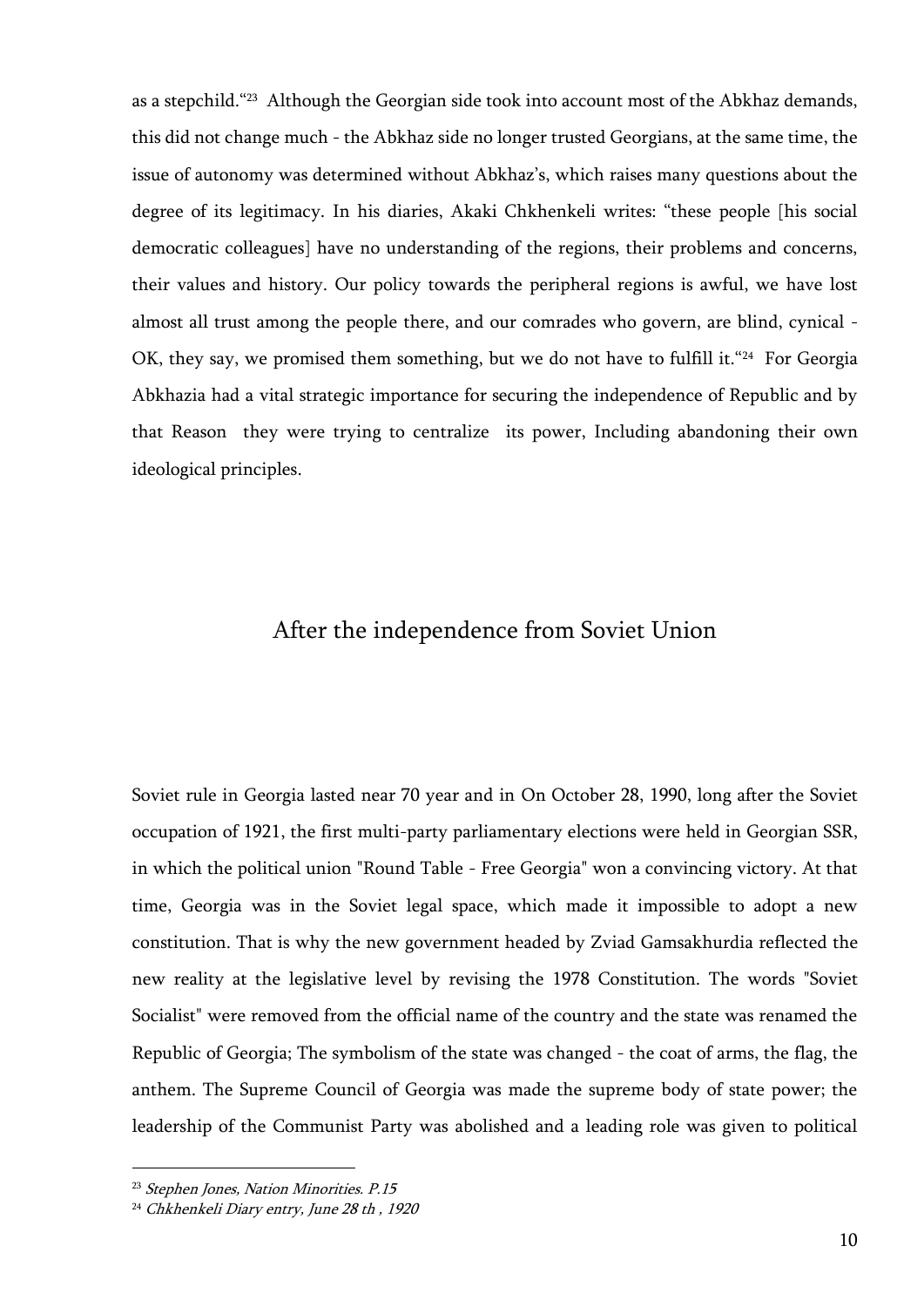as a stepchild."[23] Although the Georgian side took into account most of the Abkhaz demands, this did not change much - the Abkhaz side no longer trusted Georgians, at the same time, the issue of autonomy was determined without Abkhaz's, which raises many questions about the degree of its legitimacy. In his diaries, Akaki Chkhenkeli writes: "these people [his social democratic colleagues] have no understanding of the regions, their problems and concerns, their values and history. Our policy towards the peripheral regions is awful, we have lost almost all trust among the people there, and our comrades who govern, are blind, cynical - OK, they say, we promised them something, but we do not have to fulfill it."[24] For Georgia Abkhazia had a vital strategic importance for securing the independence of Republic and by that Reason they were trying to centralize its power, Including abandoning their own ideological principles.

## After the independence from Soviet Union

Soviet rule in Georgia lasted near 70 year and in On October 28, 1990, long after the Soviet occupation of 1921, the first multi-party parliamentary elections were held in Georgian SSR, in which the political union "Round Table - Free Georgia" won a convincing victory. At that time, Georgia was in the Soviet legal space, which made it impossible to adopt a new constitution. That is why the new government headed by Zviad Gamsakhurdia reflected the new reality at the legislative level by revising the 1978 Constitution. The words "Soviet Socialist" were removed from the official name of the country and the state was renamed the Republic of Georgia; The symbolism of the state was changed - the coat of arms, the flag, the anthem. The Supreme Council of Georgia was made the supreme body of state power; the leadership of the Communist Party was abolished and a leading role was given to political

---

[23] *Stephen Jones, Nation Minorities. P.15*

[24] *Chkhenkeli Diary entry, June 28 th , 1920*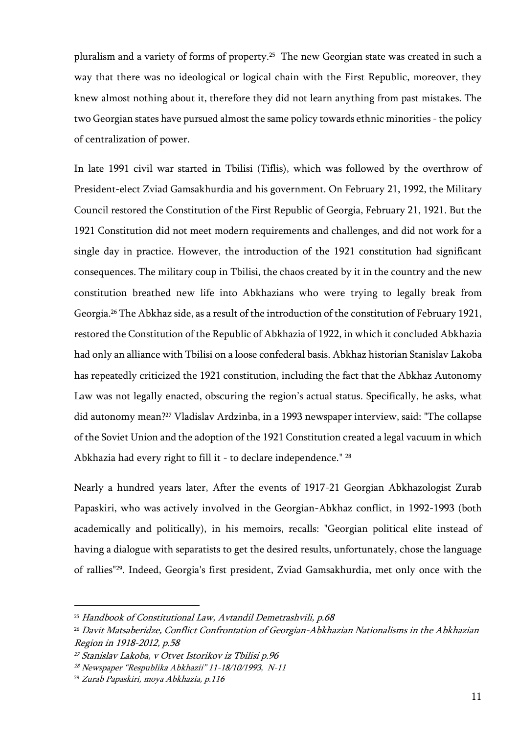pluralism and a variety of forms of property.[25] The new Georgian state was created in such a way that there was no ideological or logical chain with the First Republic, moreover, they knew almost nothing about it, therefore they did not learn anything from past mistakes. The two Georgian states have pursued almost the same policy towards ethnic minorities - the policy of centralization of power.

In late 1991 civil war started in Tbilisi (Tiflis), which was followed by the overthrow of President-elect Zviad Gamsakhurdia and his government. On February 21, 1992, the Military Council restored the Constitution of the First Republic of Georgia, February 21, 1921. But the 1921 Constitution did not meet modern requirements and challenges, and did not work for a single day in practice. However, the introduction of the 1921 constitution had significant consequences. The military coup in Tbilisi, the chaos created by it in the country and the new constitution breathed new life into Abkhazians who were trying to legally break from Georgia.[26] The Abkhaz side, as a result of the introduction of the constitution of February 1921, restored the Constitution of the Republic of Abkhazia of 1922, in which it concluded Abkhazia had only an alliance with Tbilisi on a loose confederal basis. Abkhaz historian Stanislav Lakoba has repeatedly criticized the 1921 constitution, including the fact that the Abkhaz Autonomy Law was not legally enacted, obscuring the region's actual status. Specifically, he asks, what did autonomy mean?[27] Vladislav Ardzinba, in a 1993 newspaper interview, said: "The collapse of the Soviet Union and the adoption of the 1921 Constitution created a legal vacuum in which Abkhazia had every right to fill it - to declare independence." [28]

Nearly a hundred years later, After the events of 1917-21 Georgian Abkhazologist Zurab Papaskiri, who was actively involved in the Georgian-Abkhaz conflict, in 1992-1993 (both academically and politically), in his memoirs, recalls: "Georgian political elite instead of having a dialogue with separatists to get the desired results, unfortunately, chose the language of rallies"[29]. Indeed, Georgia's first president, Zviad Gamsakhurdia, met only once with the

---

[25] *Handbook of Constitutional Law, Avtandil Demetrashvili, p.68*

[26] *Davit Matsaberidze, Conflict Confrontation of Georgian-Abkhazian Nationalisms in the Abkhazian Region in 1918-2012, p.58*

[27] *Stanislav Lakoba, v Otvet Istorikov iz Tbilisi p.96*

[28] *Newspaper "Respublika Abkhazii" 11-18/10/1993, N-11*

[29] *Zurab Papaskiri, moya Abkhazia, p.116*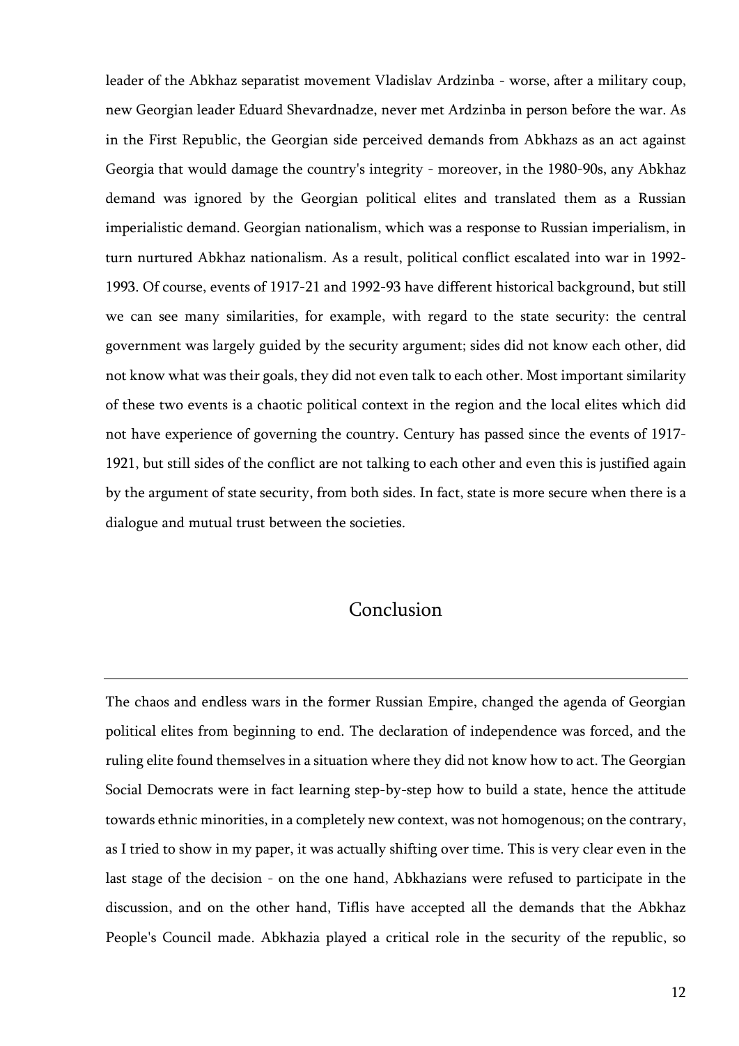leader of the Abkhaz separatist movement Vladislav Ardzinba - worse, after a military coup, new Georgian leader Eduard Shevardnadze, never met Ardzinba in person before the war. As in the First Republic, the Georgian side perceived demands from Abkhazs as an act against Georgia that would damage the country's integrity - moreover, in the 1980-90s, any Abkhaz demand was ignored by the Georgian political elites and translated them as a Russian imperialistic demand. Georgian nationalism, which was a response to Russian imperialism, in turn nurtured Abkhaz nationalism. As a result, political conflict escalated into war in 1992-1993. Of course, events of 1917-21 and 1992-93 have different historical background, but still we can see many similarities, for example, with regard to the state security: the central government was largely guided by the security argument; sides did not know each other, did not know what was their goals, they did not even talk to each other. Most important similarity of these two events is a chaotic political context in the region and the local elites which did not have experience of governing the country. Century has passed since the events of 1917-1921, but still sides of the conflict are not talking to each other and even this is justified again by the argument of state security, from both sides. In fact, state is more secure when there is a dialogue and mutual trust between the societies.

## Conclusion

The chaos and endless wars in the former Russian Empire, changed the agenda of Georgian political elites from beginning to end. The declaration of independence was forced, and the ruling elite found themselves in a situation where they did not know how to act. The Georgian Social Democrats were in fact learning step-by-step how to build a state, hence the attitude towards ethnic minorities, in a completely new context, was not homogenous; on the contrary, as I tried to show in my paper, it was actually shifting over time. This is very clear even in the last stage of the decision - on the one hand, Abkhazians were refused to participate in the discussion, and on the other hand, Tiflis have accepted all the demands that the Abkhaz People's Council made. Abkhazia played a critical role in the security of the republic, so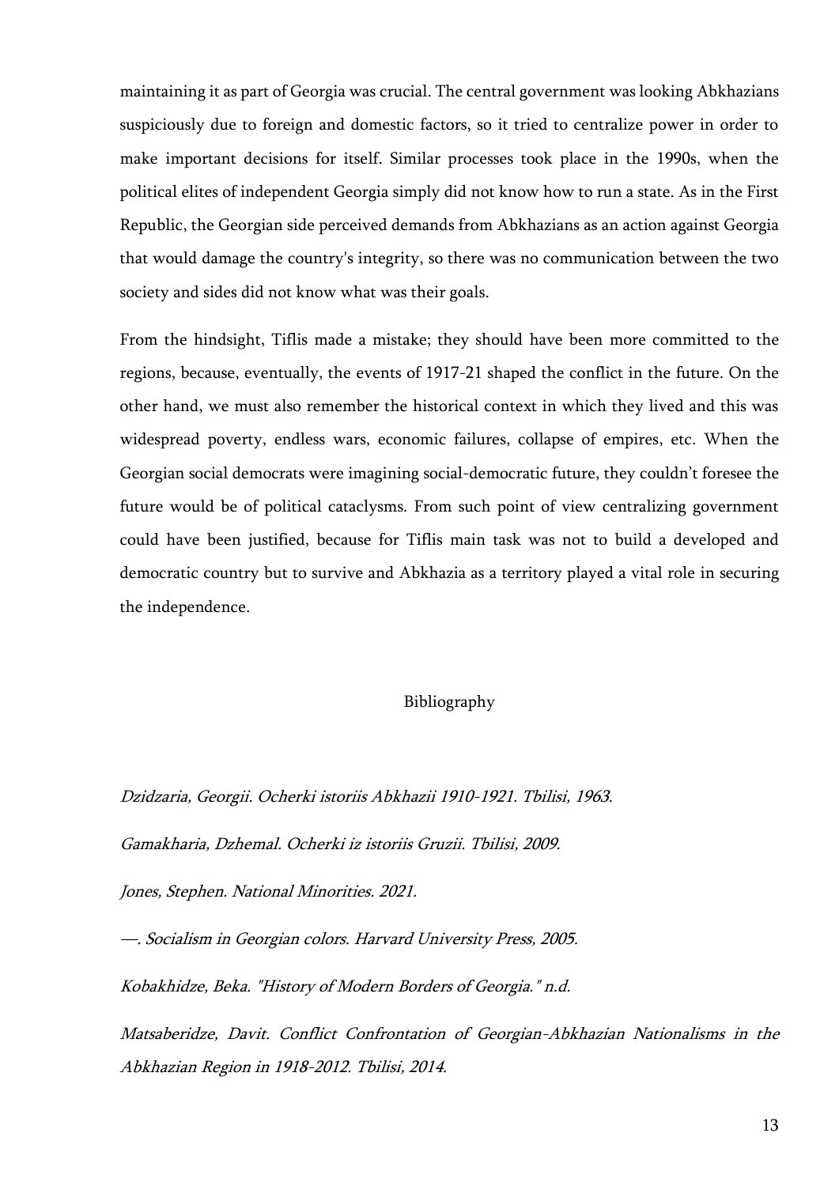maintaining it as part of Georgia was crucial. The central government was looking Abkhazians suspiciously due to foreign and domestic factors, so it tried to centralize power in order to make important decisions for itself. Similar processes took place in the 1990s, when the political elites of independent Georgia simply did not know how to run a state. As in the First Republic, the Georgian side perceived demands from Abkhazians as an action against Georgia that would damage the country's integrity, so there was no communication between the two society and sides did not know what was their goals.

From the hindsight, Tiflis made a mistake; they should have been more committed to the regions, because, eventually, the events of 1917-21 shaped the conflict in the future. On the other hand, we must also remember the historical context in which they lived and this was widespread poverty, endless wars, economic failures, collapse of empires, etc. When the Georgian social democrats were imagining social-democratic future, they couldn't foresee the future would be of political cataclysms. From such point of view centralizing government could have been justified, because for Tiflis main task was not to build a developed and democratic country but to survive and Abkhazia as a territory played a vital role in securing the independence.

## Bibliography

*Dzidzaria, Georgii. Ocherki istoriis Abkhazii 1910-1921. Tbilisi, 1963.*

*Gamakharia, Dzhemal. Ocherki iz istoriis Gruzii. Tbilisi, 2009.*

*Jones, Stephen. National Minorities. 2021.*

*—. Socialism in Georgian colors. Harvard University Press, 2005.*

*Kobakhidze, Beka. "History of Modern Borders of Georgia." n.d.*

*Matsaberidze, Davit. Conflict Confrontation of Georgian-Abkhazian Nationalisms in the Abkhazian Region in 1918-2012. Tbilisi, 2014.*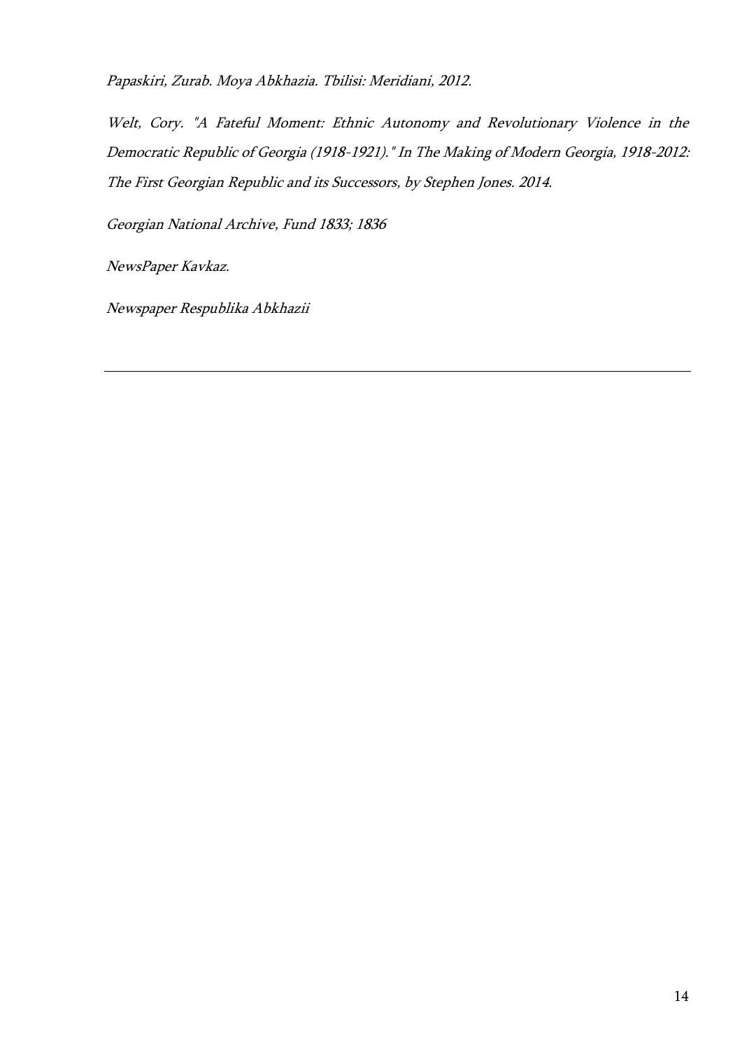*Papaskiri, Zurab. Moya Abkhazia. Tbilisi: Meridiani, 2012.*

*Welt, Cory. "A Fateful Moment: Ethnic Autonomy and Revolutionary Violence in the Democratic Republic of Georgia (1918-1921)." In The Making of Modern Georgia, 1918-2012: The First Georgian Republic and its Successors, by Stephen Jones. 2014.*

*Georgian National Archive, Fund 1833; 1836*

*NewsPaper Kavkaz.*

*Newspaper Respublika Abkhazii*

---